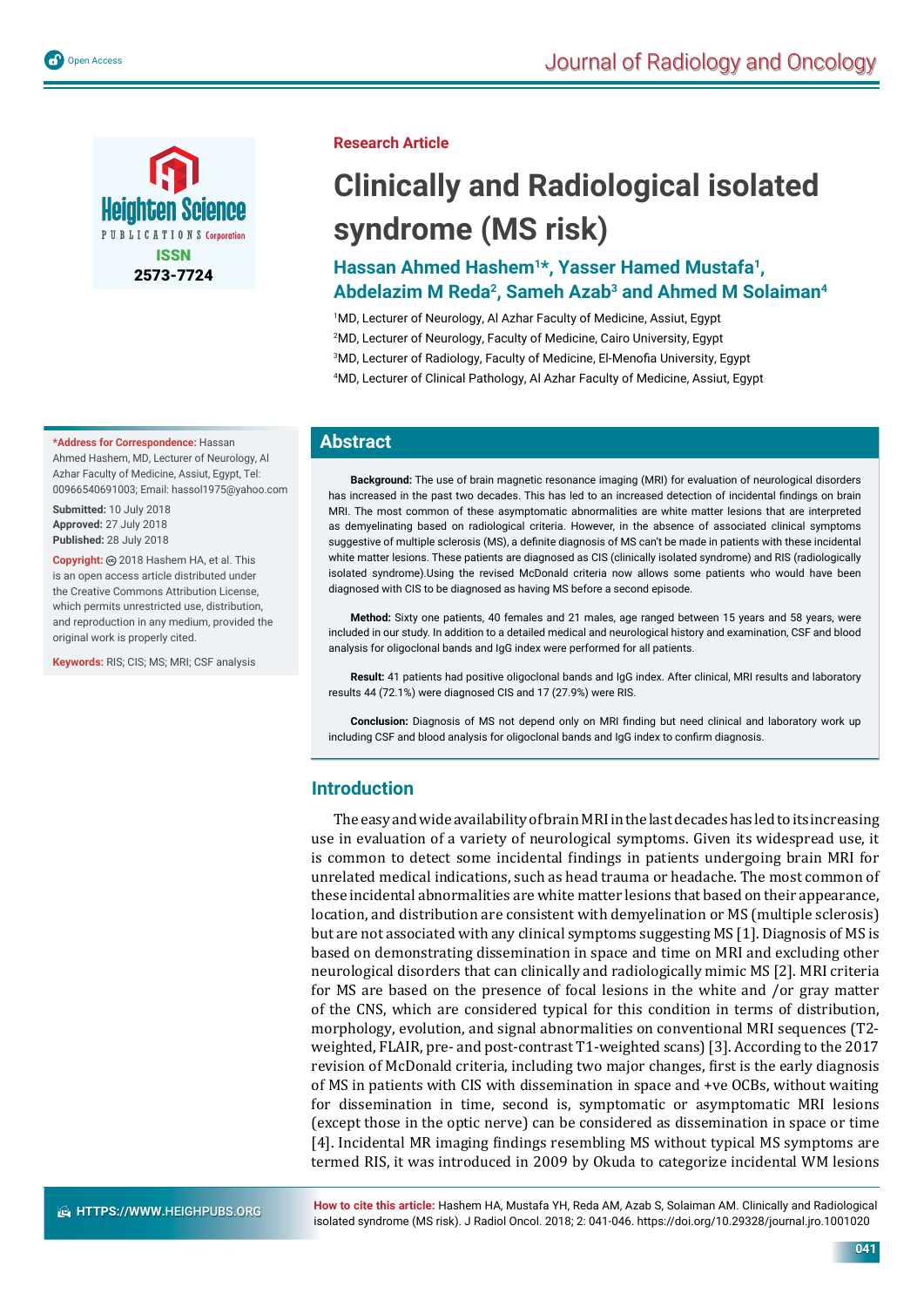Research Article

# Clinically and Radiological isolated syndrome (MS risk)

**Hassan Ahmed Hashem[1]*, Yasser Hamed Mustafa[1], Abdelazim M Reda[2], Sameh Azab[3] and Ahmed M Solaiman[4]**

[1]MD, Lecturer of Neurology, Al Azhar Faculty of Medicine, Assiut, Egypt
[2]MD, Lecturer of Neurology, Faculty of Medicine, Cairo University, Egypt
[3]MD, Lecturer of Radiology, Faculty of Medicine, El-Menofia University, Egypt
[4]MD, Lecturer of Clinical Pathology, Al Azhar Faculty of Medicine, Assiut, Egypt

**\*Address for Correspondence:** Hassan Ahmed Hashem, MD, Lecturer of Neurology, Al Azhar Faculty of Medicine, Assiut, Egypt, Tel: 00966540691003; Email: hassol1975@yahoo.com

**Submitted:** 10 July 2018
**Approved:** 27 July 2018
**Published:** 28 July 2018

**Copyright:** © 2018 Hashem HA, et al. This is an open access article distributed under the Creative Commons Attribution License, which permits unrestricted use, distribution, and reproduction in any medium, provided the original work is properly cited.

**Keywords:** RIS; CIS; MS; MRI; CSF analysis

## Abstract

**Background:** The use of brain magnetic resonance imaging (MRI) for evaluation of neurological disorders has increased in the past two decades. This has led to an increased detection of incidental findings on brain MRI. The most common of these asymptomatic abnormalities are white matter lesions that are interpreted as demyelinating based on radiological criteria. However, in the absence of associated clinical symptoms suggestive of multiple sclerosis (MS), a definite diagnosis of MS can't be made in patients with these incidental white matter lesions. These patients are diagnosed as CIS (clinically isolated syndrome) and RIS (radiologically isolated syndrome).Using the revised McDonald criteria now allows some patients who would have been diagnosed with CIS to be diagnosed as having MS before a second episode.

**Method:** Sixty one patients, 40 females and 21 males, age ranged between 15 years and 58 years, were included in our study. In addition to a detailed medical and neurological history and examination, CSF and blood analysis for oligoclonal bands and IgG index were performed for all patients.

**Result:** 41 patients had positive oligoclonal bands and IgG index. After clinical, MRI results and laboratory results 44 (72.1%) were diagnosed CIS and 17 (27.9%) were RIS.

**Conclusion:** Diagnosis of MS not depend only on MRI finding but need clinical and laboratory work up including CSF and blood analysis for oligoclonal bands and IgG index to confirm diagnosis.

## Introduction

The easy and wide availability of brain MRI in the last decades has led to its increasing use in evaluation of a variety of neurological symptoms. Given its widespread use, it is common to detect some incidental findings in patients undergoing brain MRI for unrelated medical indications, such as head trauma or headache. The most common of these incidental abnormalities are white matter lesions that based on their appearance, location, and distribution are consistent with demyelination or MS (multiple sclerosis) but are not associated with any clinical symptoms suggesting MS [1]. Diagnosis of MS is based on demonstrating dissemination in space and time on MRI and excluding other neurological disorders that can clinically and radiologically mimic MS [2]. MRI criteria for MS are based on the presence of focal lesions in the white and /or gray matter of the CNS, which are considered typical for this condition in terms of distribution, morphology, evolution, and signal abnormalities on conventional MRI sequences (T2-weighted, FLAIR, pre- and post-contrast T1-weighted scans) [3]. According to the 2017 revision of McDonald criteria, including two major changes, first is the early diagnosis of MS in patients with CIS with dissemination in space and +ve OCBs, without waiting for dissemination in time, second is, symptomatic or asymptomatic MRI lesions (except those in the optic nerve) can be considered as dissemination in space or time [4]. Incidental MR imaging findings resembling MS without typical MS symptoms are termed RIS, it was introduced in 2009 by Okuda to categorize incidental WM lesions

**How to cite this article:** Hashem HA, Mustafa YH, Reda AM, Azab S, Solaiman AM. Clinically and Radiological isolated syndrome (MS risk). J Radiol Oncol. 2018; 2: 041-046. https://doi.org/10.29328/journal.jro.1001020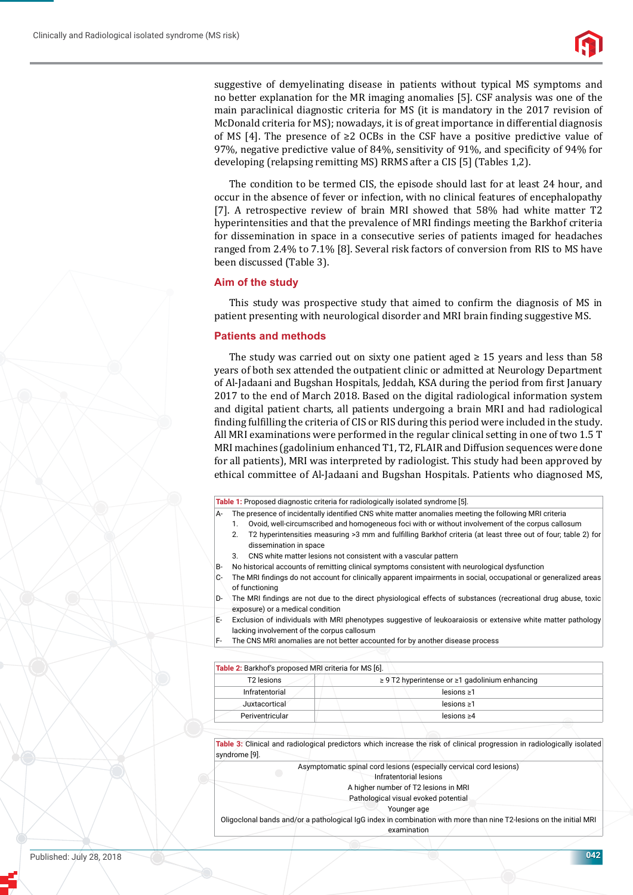suggestive of demyelinating disease in patients without typical MS symptoms and no better explanation for the MR imaging anomalies [5]. CSF analysis was one of the main paraclinical diagnostic criteria for MS (it is mandatory in the 2017 revision of McDonald criteria for MS); nowadays, it is of great importance in differential diagnosis of MS [4]. The presence of ≥2 OCBs in the CSF have a positive predictive value of 97%, negative predictive value of 84%, sensitivity of 91%, and specificity of 94% for developing (relapsing remitting MS) RRMS after a CIS [5] (Tables 1,2).

The condition to be termed CIS, the episode should last for at least 24 hour, and occur in the absence of fever or infection, with no clinical features of encephalopathy [7]. A retrospective review of brain MRI showed that 58% had white matter T2 hyperintensities and that the prevalence of MRI findings meeting the Barkhof criteria for dissemination in space in a consecutive series of patients imaged for headaches ranged from 2.4% to 7.1% [8]. Several risk factors of conversion from RIS to MS have been discussed (Table 3).

## Aim of the study

This study was prospective study that aimed to confirm the diagnosis of MS in patient presenting with neurological disorder and MRI brain finding suggestive MS.

## Patients and methods

The study was carried out on sixty one patient aged ≥ 15 years and less than 58 years of both sex attended the outpatient clinic or admitted at Neurology Department of Al-Jadaani and Bugshan Hospitals, Jeddah, KSA during the period from first January 2017 to the end of March 2018. Based on the digital radiological information system and digital patient charts, all patients undergoing a brain MRI and had radiological finding fulfilling the criteria of CIS or RIS during this period were included in the study. All MRI examinations were performed in the regular clinical setting in one of two 1.5 T MRI machines (gadolinium enhanced T1, T2, FLAIR and Diffusion sequences were done for all patients), MRI was interpreted by radiologist. This study had been approved by ethical committee of Al-Jadaani and Bugshan Hospitals. Patients who diagnosed MS,

**Table 1:** Proposed diagnostic criteria for radiologically isolated syndrome [5].

A- The presence of incidentally identified CNS white matter anomalies meeting the following MRI criteria
  1. Ovoid, well-circumscribed and homogeneous foci with or without involvement of the corpus callosum
  2. T2 hyperintensities measuring >3 mm and fulfilling Barkhof criteria (at least three out of four; table 2) for dissemination in space
  3. CNS white matter lesions not consistent with a vascular pattern

B- No historical accounts of remitting clinical symptoms consistent with neurological dysfunction

C- The MRI findings do not account for clinically apparent impairments in social, occupational or generalized areas of functioning

D- The MRI findings are not due to the direct physiological effects of substances (recreational drug abuse, toxic exposure) or a medical condition

E- Exclusion of individuals with MRI phenotypes suggestive of leukoaraiosis or extensive white matter pathology lacking involvement of the corpus callosum

F- The CNS MRI anomalies are not better accounted for by another disease process

**Table 2:** Barkhof's proposed MRI criteria for MS [6].

| T2 lesions | ≥ 9 T2 hyperintense or ≥1 gadolinium enhancing |
|---|---|
| Infratentorial | lesions ≥1 |
| Juxtacortical | lesions ≥1 |
| Periventricular | lesions ≥4 |

**Table 3:** Clinical and radiological predictors which increase the risk of clinical progression in radiologically isolated syndrome [9].

- Asymptomatic spinal cord lesions (especially cervical cord lesions)
- Infratentorial lesions
- A higher number of T2 lesions in MRI
- Pathological visual evoked potential
- Younger age
- Oligoclonal bands and/or a pathological IgG index in combination with more than nine T2-lesions on the initial MRI examination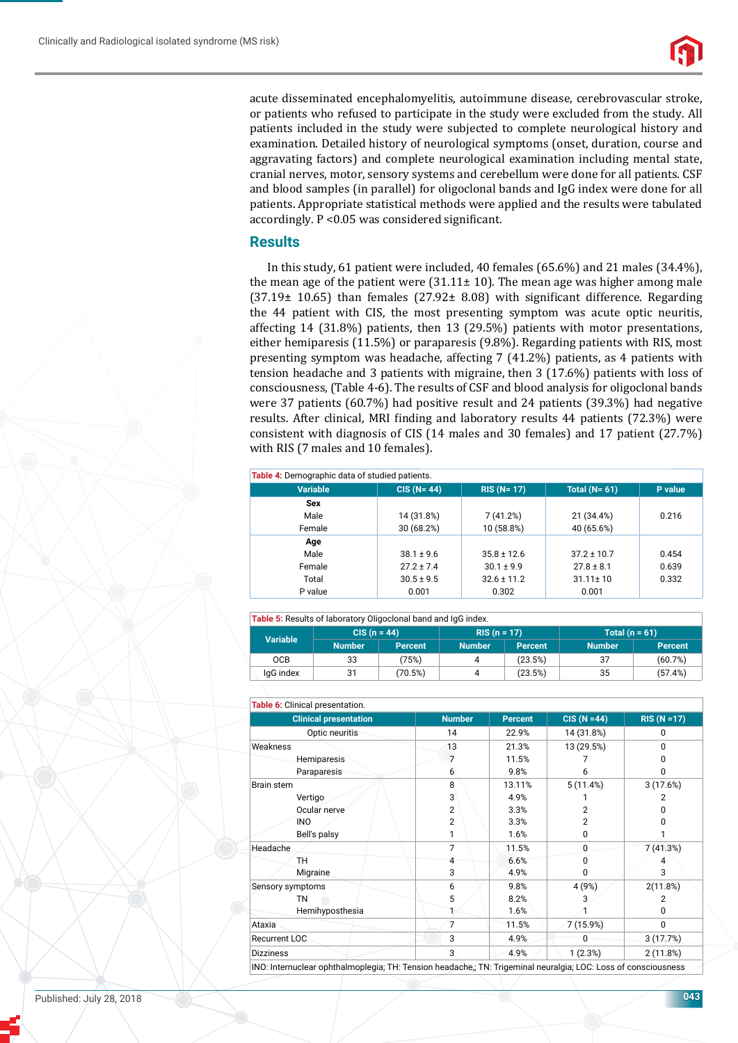acute disseminated encephalomyelitis, autoimmune disease, cerebrovascular stroke, or patients who refused to participate in the study were excluded from the study. All patients included in the study were subjected to complete neurological history and examination. Detailed history of neurological symptoms (onset, duration, course and aggravating factors) and complete neurological examination including mental state, cranial nerves, motor, sensory systems and cerebellum were done for all patients. CSF and blood samples (in parallel) for oligoclonal bands and IgG index were done for all patients. Appropriate statistical methods were applied and the results were tabulated accordingly. P <0.05 was considered significant.

## Results

In this study, 61 patient were included, 40 females (65.6%) and 21 males (34.4%), the mean age of the patient were (31.11± 10). The mean age was higher among male (37.19± 10.65) than females (27.92± 8.08) with significant difference. Regarding the 44 patient with CIS, the most presenting symptom was acute optic neuritis, affecting 14 (31.8%) patients, then 13 (29.5%) patients with motor presentations, either hemiparesis (11.5%) or paraparesis (9.8%). Regarding patients with RIS, most presenting symptom was headache, affecting 7 (41.2%) patients, as 4 patients with tension headache and 3 patients with migraine, then 3 (17.6%) patients with loss of consciousness, (Table 4-6). The results of CSF and blood analysis for oligoclonal bands were 37 patients (60.7%) had positive result and 24 patients (39.3%) had negative results. After clinical, MRI finding and laboratory results 44 patients (72.3%) were consistent with diagnosis of CIS (14 males and 30 females) and 17 patient (27.7%) with RIS (7 males and 10 females).

**Table 4:** Demographic data of studied patients.

| Variable | CIS (N= 44) | RIS (N= 17) | Total (N= 61) | P value |
|---|---|---|---|---|
| **Sex** | | | | |
| Male | 14 (31.8%) | 7 (41.2%) | 21 (34.4%) | 0.216 |
| Female | 30 (68.2%) | 10 (58.8%) | 40 (65.6%) | |
| **Age** | | | | |
| Male | 38.1 ± 9.6 | 35.8 ± 12.6 | 37.2 ± 10.7 | 0.454 |
| Female | 27.2 ± 7.4 | 30.1 ± 9.9 | 27.8 ± 8.1 | 0.639 |
| Total | 30.5 ± 9.5 | 32.6 ± 11.2 | 31.11± 10 | 0.332 |
| P value | 0.001 | 0.302 | 0.001 | |

**Table 5:** Results of laboratory Oligoclonal band and IgG index.

| Variable | CIS (n = 44) | | RIS (n = 17) | | Total (n = 61) | |
|---|---|---|---|---|---|---|
| | Number | Percent | Number | Percent | Number | Percent |
| OCB | 33 | (75%) | 4 | (23.5%) | 37 | (60.7%) |
| IgG index | 31 | (70.5%) | 4 | (23.5%) | 35 | (57.4%) |

**Table 6:** Clinical presentation.

| Clinical presentation | Number | Percent | CIS (N =44) | RIS (N =17) |
|---|---|---|---|---|
| Optic neuritis | 14 | 22.9% | 14 (31.8%) | 0 |
| Weakness | 13 | 21.3% | 13 (29.5%) | 0 |
| Hemiparesis | 7 | 11.5% | 7 | 0 |
| Paraparesis | 6 | 9.8% | 6 | 0 |
| Brain stem | 8 | 13.11% | 5 (11.4%) | 3 (17.6%) |
| Vertigo | 3 | 4.9% | 1 | 2 |
| Ocular nerve | 2 | 3.3% | 2 | 0 |
| INO | 2 | 3.3% | 2 | 0 |
| Bell's palsy | 1 | 1.6% | 0 | 1 |
| Headache | 7 | 11.5% | 0 | 7 (41.3%) |
| TH | 4 | 6.6% | 0 | 4 |
| Migraine | 3 | 4.9% | 0 | 3 |
| Sensory symptoms | 6 | 9.8% | 4 (9%) | 2(11.8%) |
| TN | 5 | 8.2% | 3 | 2 |
| Hemihypoesthesia | 1 | 1.6% | 1 | 0 |
| Ataxia | 7 | 11.5% | 7 (15.9%) | 0 |
| Recurrent LOC | 3 | 4.9% | 0 | 3 (17.7%) |
| Dizziness | 3 | 4.9% | 1 (2.3%) | 2 (11.8%) |

INO: Internuclear ophthalmoplegia; TH: Tension headache,; TN: Trigeminal neuralgia; LOC: Loss of consciousness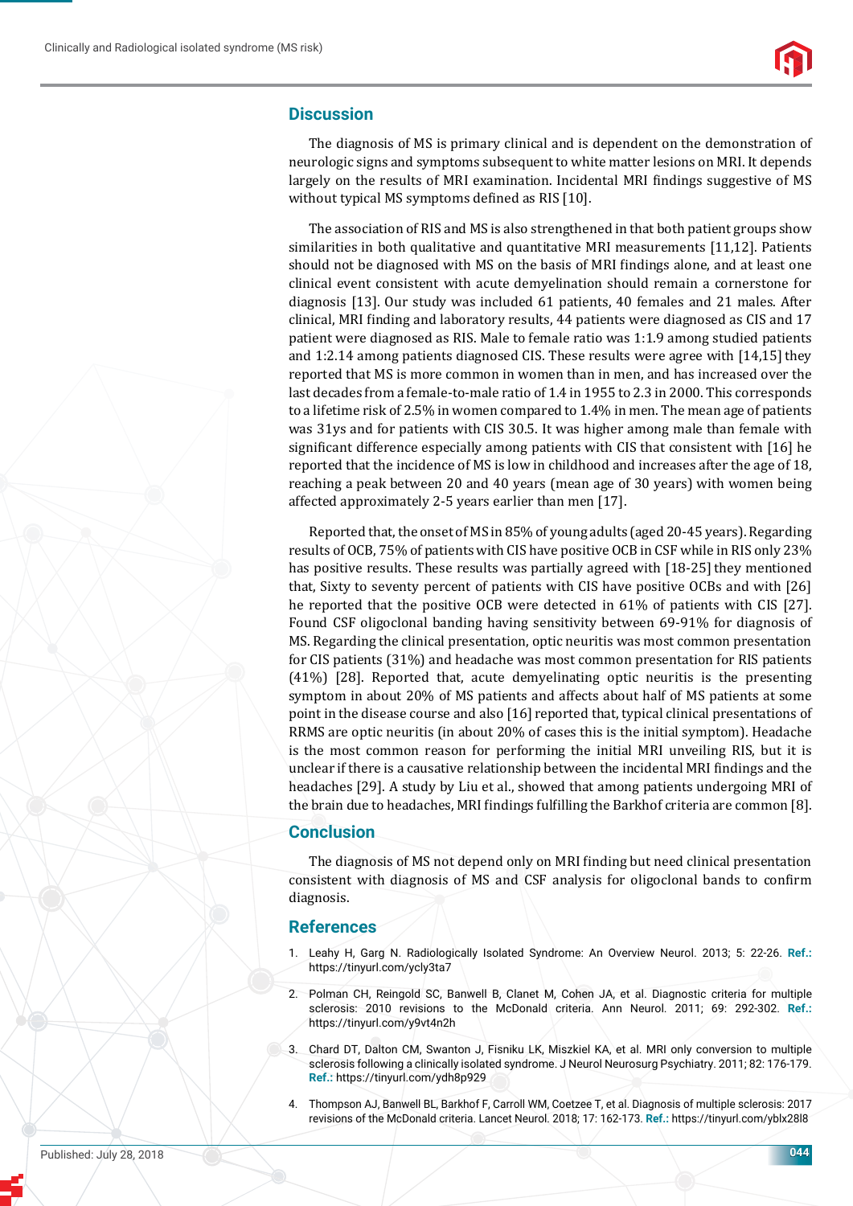## Discussion

The diagnosis of MS is primary clinical and is dependent on the demonstration of neurologic signs and symptoms subsequent to white matter lesions on MRI. It depends largely on the results of MRI examination. Incidental MRI findings suggestive of MS without typical MS symptoms defined as RIS [10].

The association of RIS and MS is also strengthened in that both patient groups show similarities in both qualitative and quantitative MRI measurements [11,12]. Patients should not be diagnosed with MS on the basis of MRI findings alone, and at least one clinical event consistent with acute demyelination should remain a cornerstone for diagnosis [13]. Our study was included 61 patients, 40 females and 21 males. After clinical, MRI finding and laboratory results, 44 patients were diagnosed as CIS and 17 patient were diagnosed as RIS. Male to female ratio was 1:1.9 among studied patients and 1:2.14 among patients diagnosed CIS. These results were agree with [14,15] they reported that MS is more common in women than in men, and has increased over the last decades from a female-to-male ratio of 1.4 in 1955 to 2.3 in 2000. This corresponds to a lifetime risk of 2.5% in women compared to 1.4% in men. The mean age of patients was 31ys and for patients with CIS 30.5. It was higher among male than female with significant difference especially among patients with CIS that consistent with [16] he reported that the incidence of MS is low in childhood and increases after the age of 18, reaching a peak between 20 and 40 years (mean age of 30 years) with women being affected approximately 2-5 years earlier than men [17].

Reported that, the onset of MS in 85% of young adults (aged 20-45 years). Regarding results of OCB, 75% of patients with CIS have positive OCB in CSF while in RIS only 23% has positive results. These results was partially agreed with [18-25] they mentioned that, Sixty to seventy percent of patients with CIS have positive OCBs and with [26] he reported that the positive OCB were detected in 61% of patients with CIS [27]. Found CSF oligoclonal banding having sensitivity between 69-91% for diagnosis of MS. Regarding the clinical presentation, optic neuritis was most common presentation for CIS patients (31%) and headache was most common presentation for RIS patients (41%) [28]. Reported that, acute demyelinating optic neuritis is the presenting symptom in about 20% of MS patients and affects about half of MS patients at some point in the disease course and also [16] reported that, typical clinical presentations of RRMS are optic neuritis (in about 20% of cases this is the initial symptom). Headache is the most common reason for performing the initial MRI unveiling RIS, but it is unclear if there is a causative relationship between the incidental MRI findings and the headaches [29]. A study by Liu et al., showed that among patients undergoing MRI of the brain due to headaches, MRI findings fulfilling the Barkhof criteria are common [8].

## Conclusion

The diagnosis of MS not depend only on MRI finding but need clinical presentation consistent with diagnosis of MS and CSF analysis for oligoclonal bands to confirm diagnosis.

## References

1. Leahy H, Garg N. Radiologically Isolated Syndrome: An Overview Neurol. 2013; 5: 22-26. **Ref.:** https://tinyurl.com/ycly3ta7
2. Polman CH, Reingold SC, Banwell B, Clanet M, Cohen JA, et al. Diagnostic criteria for multiple sclerosis: 2010 revisions to the McDonald criteria. Ann Neurol. 2011; 69: 292-302. **Ref.:** https://tinyurl.com/y9vt4n2h
3. Chard DT, Dalton CM, Swanton J, Fisniku LK, Miszkiel KA, et al. MRI only conversion to multiple sclerosis following a clinically isolated syndrome. J Neurol Neurosurg Psychiatry. 2011; 82: 176-179. **Ref.:** https://tinyurl.com/ydh8p929
4. Thompson AJ, Banwell BL, Barkhof F, Carroll WM, Coetzee T, et al. Diagnosis of multiple sclerosis: 2017 revisions of the McDonald criteria. Lancet Neurol. 2018; 17: 162-173. **Ref.:** https://tinyurl.com/yblx28l8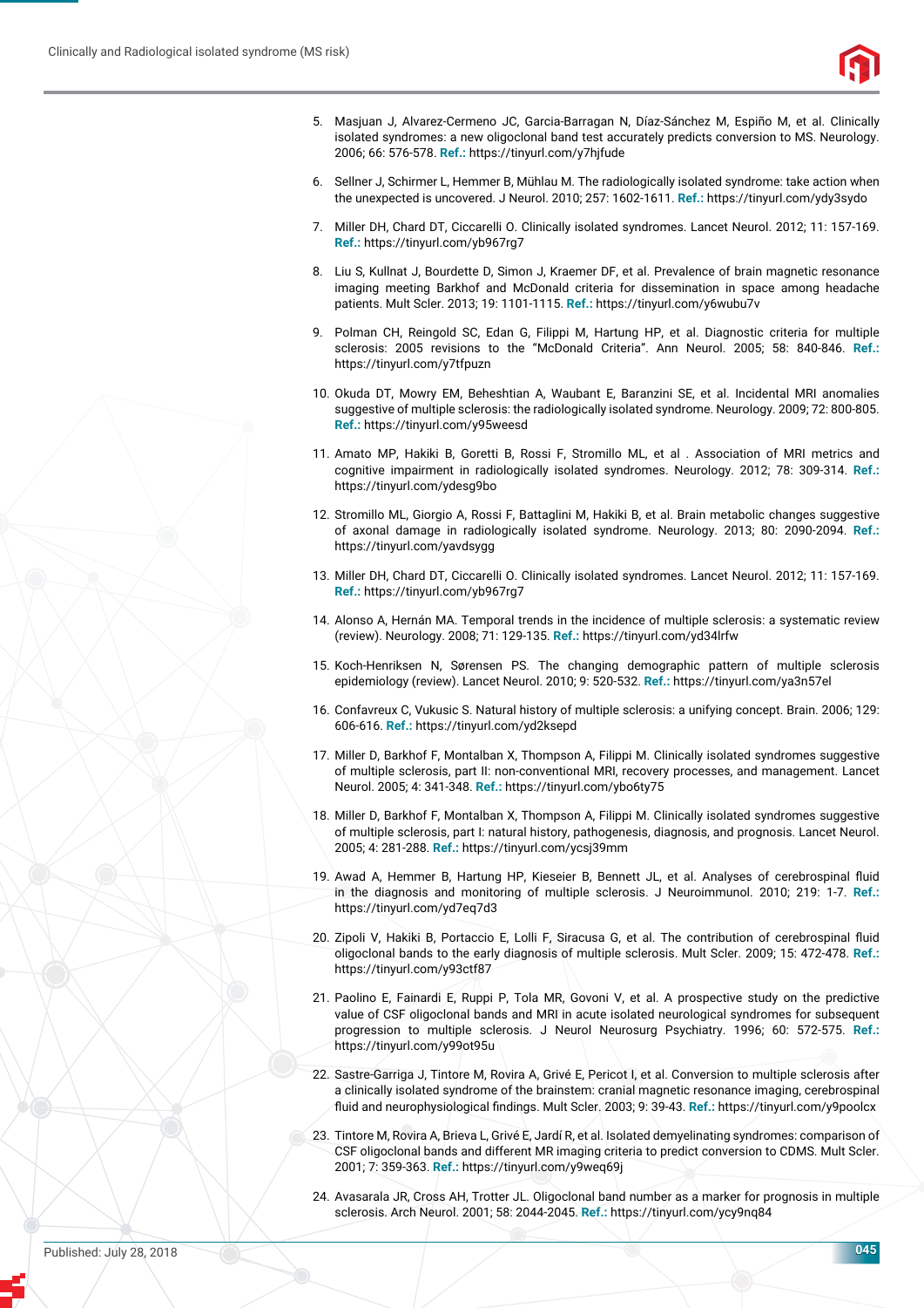5. Masjuan J, Alvarez-Cermeno JC, Garcia-Barragan N, Díaz-Sánchez M, Espiño M, et al. Clinically isolated syndromes: a new oligoclonal band test accurately predicts conversion to MS. Neurology. 2006; 66: 576-578. **Ref.:** https://tinyurl.com/y7hjfude

6. Sellner J, Schirmer L, Hemmer B, Mühlau M. The radiologically isolated syndrome: take action when the unexpected is uncovered. J Neurol. 2010; 257: 1602-1611. **Ref.:** https://tinyurl.com/ydy3sydo

7. Miller DH, Chard DT, Ciccarelli O. Clinically isolated syndromes. Lancet Neurol. 2012; 11: 157-169. **Ref.:** https://tinyurl.com/yb967rg7

8. Liu S, Kullnat J, Bourdette D, Simon J, Kraemer DF, et al. Prevalence of brain magnetic resonance imaging meeting Barkhof and McDonald criteria for dissemination in space among headache patients. Mult Scler. 2013; 19: 1101-1115. **Ref.:** https://tinyurl.com/y6wubu7v

9. Polman CH, Reingold SC, Edan G, Filippi M, Hartung HP, et al. Diagnostic criteria for multiple sclerosis: 2005 revisions to the "McDonald Criteria". Ann Neurol. 2005; 58: 840-846. **Ref.:** https://tinyurl.com/y7tfpuzn

10. Okuda DT, Mowry EM, Beheshtian A, Waubant E, Baranzini SE, et al. Incidental MRI anomalies suggestive of multiple sclerosis: the radiologically isolated syndrome. Neurology. 2009; 72: 800-805. **Ref.:** https://tinyurl.com/y95weesd

11. Amato MP, Hakiki B, Goretti B, Rossi F, Stromillo ML, et al . Association of MRI metrics and cognitive impairment in radiologically isolated syndromes. Neurology. 2012; 78: 309-314. **Ref.:** https://tinyurl.com/ydesg9bo

12. Stromillo ML, Giorgio A, Rossi F, Battaglini M, Hakiki B, et al. Brain metabolic changes suggestive of axonal damage in radiologically isolated syndrome. Neurology. 2013; 80: 2090-2094. **Ref.:** https://tinyurl.com/yavdsygg

13. Miller DH, Chard DT, Ciccarelli O. Clinically isolated syndromes. Lancet Neurol. 2012; 11: 157-169. **Ref.:** https://tinyurl.com/yb967rg7

14. Alonso A, Hernán MA. Temporal trends in the incidence of multiple sclerosis: a systematic review (review). Neurology. 2008; 71: 129-135. **Ref.:** https://tinyurl.com/yd34lrfw

15. Koch-Henriksen N, Sørensen PS. The changing demographic pattern of multiple sclerosis epidemiology (review). Lancet Neurol. 2010; 9: 520-532. **Ref.:** https://tinyurl.com/ya3n57el

16. Confavreux C, Vukusic S. Natural history of multiple sclerosis: a unifying concept. Brain. 2006; 129: 606-616. **Ref.:** https://tinyurl.com/yd2ksepd

17. Miller D, Barkhof F, Montalban X, Thompson A, Filippi M. Clinically isolated syndromes suggestive of multiple sclerosis, part II: non-conventional MRI, recovery processes, and management. Lancet Neurol. 2005; 4: 341-348. **Ref.:** https://tinyurl.com/ybo6ty75

18. Miller D, Barkhof F, Montalban X, Thompson A, Filippi M. Clinically isolated syndromes suggestive of multiple sclerosis, part I: natural history, pathogenesis, diagnosis, and prognosis. Lancet Neurol. 2005; 4: 281-288. **Ref.:** https://tinyurl.com/ycsj39mm

19. Awad A, Hemmer B, Hartung HP, Kieseier B, Bennett JL, et al. Analyses of cerebrospinal fluid in the diagnosis and monitoring of multiple sclerosis. J Neuroimmunol. 2010; 219: 1-7. **Ref.:** https://tinyurl.com/yd7eq7d3

20. Zipoli V, Hakiki B, Portaccio E, Lolli F, Siracusa G, et al. The contribution of cerebrospinal fluid oligoclonal bands to the early diagnosis of multiple sclerosis. Mult Scler. 2009; 15: 472-478. **Ref.:** https://tinyurl.com/y93ctf87

21. Paolino E, Fainardi E, Ruppi P, Tola MR, Govoni V, et al. A prospective study on the predictive value of CSF oligoclonal bands and MRI in acute isolated neurological syndromes for subsequent progression to multiple sclerosis. J Neurol Neurosurg Psychiatry. 1996; 60: 572-575. **Ref.:** https://tinyurl.com/y99ot95u

22. Sastre-Garriga J, Tintore M, Rovira A, Grivé E, Pericot I, et al. Conversion to multiple sclerosis after a clinically isolated syndrome of the brainstem: cranial magnetic resonance imaging, cerebrospinal fluid and neurophysiological findings. Mult Scler. 2003; 9: 39-43. **Ref.:** https://tinyurl.com/y9poolcx

23. Tintore M, Rovira A, Brieva L, Grivé E, Jardí R, et al. Isolated demyelinating syndromes: comparison of CSF oligoclonal bands and different MR imaging criteria to predict conversion to CDMS. Mult Scler. 2001; 7: 359-363. **Ref.:** https://tinyurl.com/y9weq69j

24. Avasarala JR, Cross AH, Trotter JL. Oligoclonal band number as a marker for prognosis in multiple sclerosis. Arch Neurol. 2001; 58: 2044-2045. **Ref.:** https://tinyurl.com/ycy9nq84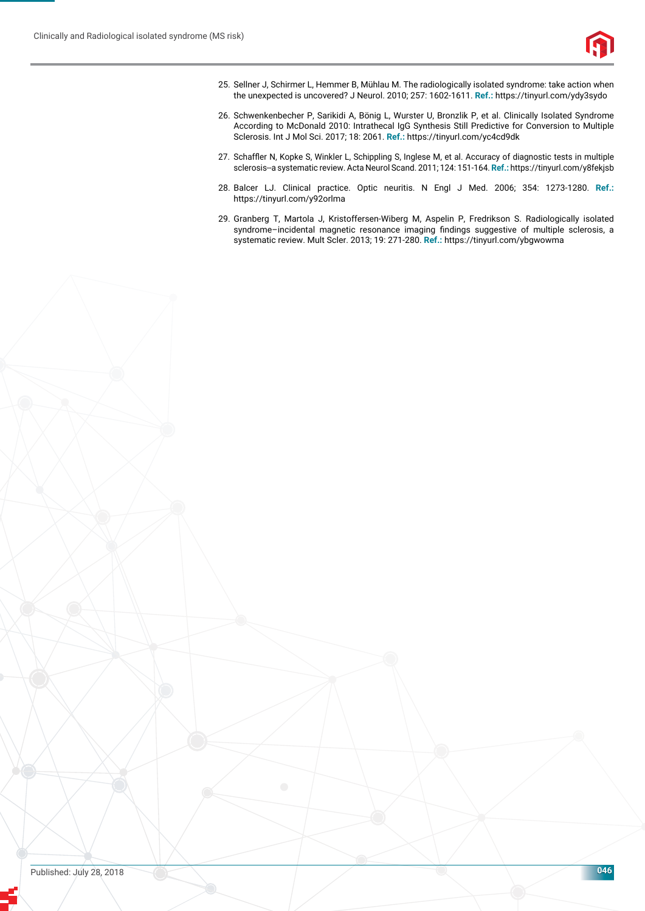25. Sellner J, Schirmer L, Hemmer B, Mühlau M. The radiologically isolated syndrome: take action when the unexpected is uncovered? J Neurol. 2010; 257: 1602-1611. **Ref.:** https://tinyurl.com/ydy3sydo

26. Schwenkenbecher P, Sarikidi A, Bönig L, Wurster U, Bronzlik P, et al. Clinically Isolated Syndrome According to McDonald 2010: Intrathecal IgG Synthesis Still Predictive for Conversion to Multiple Sclerosis. Int J Mol Sci. 2017; 18: 2061. **Ref.:** https://tinyurl.com/yc4cd9dk

27. Schaffler N, Kopke S, Winkler L, Schippling S, Inglese M, et al. Accuracy of diagnostic tests in multiple sclerosis--a systematic review. Acta Neurol Scand. 2011; 124: 151-164. **Ref.:** https://tinyurl.com/y8fekjsb

28. Balcer LJ. Clinical practice. Optic neuritis. N Engl J Med. 2006; 354: 1273-1280. **Ref.:** https://tinyurl.com/y92orlma

29. Granberg T, Martola J, Kristoffersen-Wiberg M, Aspelin P, Fredrikson S. Radiologically isolated syndrome–incidental magnetic resonance imaging findings suggestive of multiple sclerosis, a systematic review. Mult Scler. 2013; 19: 271-280. **Ref.:** https://tinyurl.com/ybgwowma